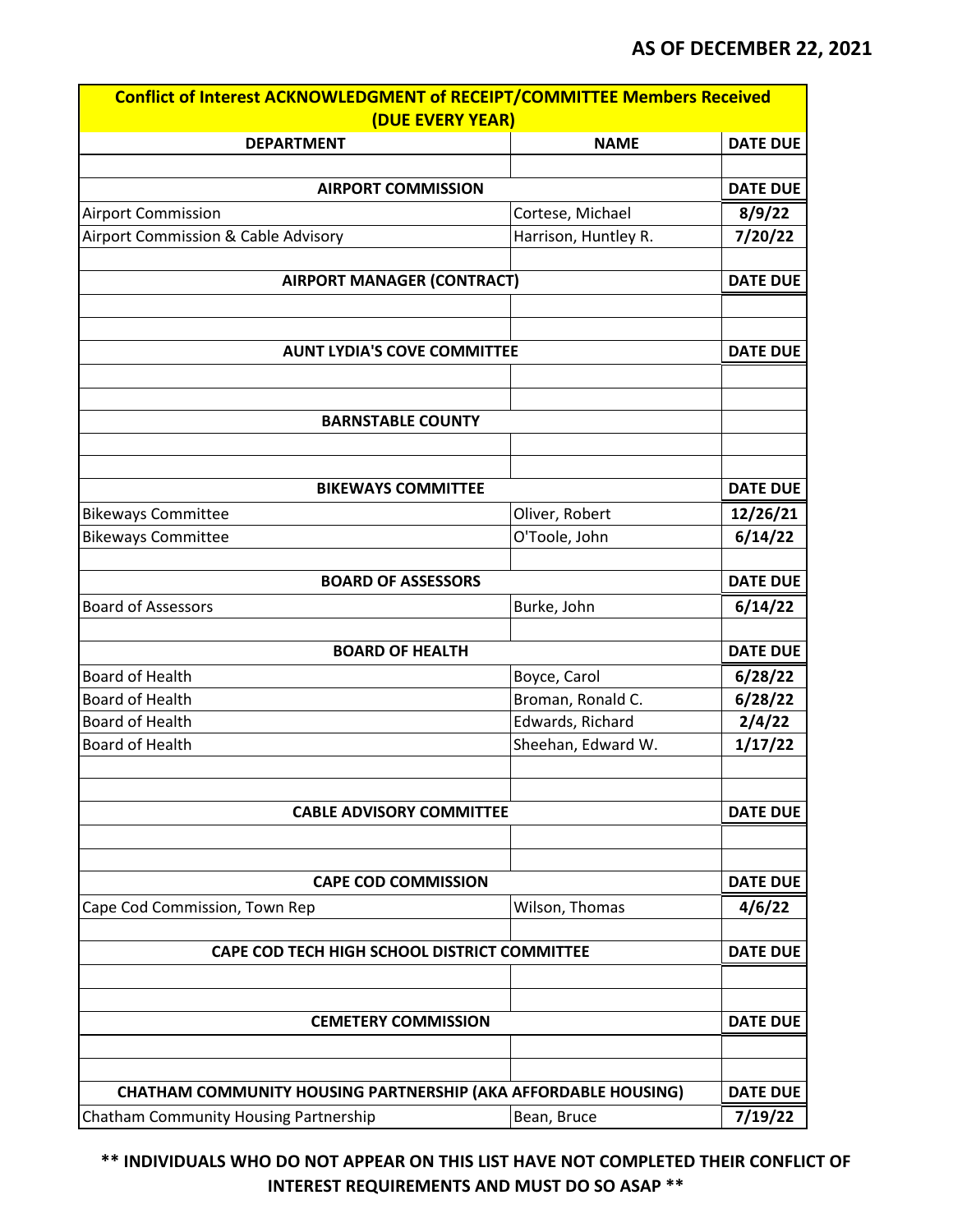**AS OF DECEMBER 22, 2021**

| Conflict of Interest ACKNOWLEDGMENT of RECEIPT/COMMITTEE Members Received (DUE EVERY YEAR) | | |
|---|---|---|
| **DEPARTMENT** | **NAME** | **DATE DUE** |
| | | |
| **AIRPORT COMMISSION** | | **DATE DUE** |
| Airport Commission | Cortese, Michael | 8/9/22 |
| Airport Commission & Cable Advisory | Harrison, Huntley R. | 7/20/22 |
| | | |
| **AIRPORT MANAGER (CONTRACT)** | | **DATE DUE** |
| | | |
| | | |
| **AUNT LYDIA'S COVE COMMITTEE** | | **DATE DUE** |
| | | |
| | | |
| **BARNSTABLE COUNTY** | | |
| | | |
| | | |
| **BIKEWAYS COMMITTEE** | | **DATE DUE** |
| Bikeways Committee | Oliver, Robert | 12/26/21 |
| Bikeways Committee | O'Toole, John | 6/14/22 |
| | | |
| **BOARD OF ASSESSORS** | | **DATE DUE** |
| Board of Assessors | Burke, John | 6/14/22 |
| | | |
| **BOARD OF HEALTH** | | **DATE DUE** |
| Board of Health | Boyce, Carol | 6/28/22 |
| Board of Health | Broman, Ronald C. | 6/28/22 |
| Board of Health | Edwards, Richard | 2/4/22 |
| Board of Health | Sheehan, Edward W. | 1/17/22 |
| | | |
| | | |
| **CABLE ADVISORY COMMITTEE** | | **DATE DUE** |
| | | |
| | | |
| **CAPE COD COMMISSION** | | **DATE DUE** |
| Cape Cod Commission, Town Rep | Wilson, Thomas | 4/6/22 |
| | | |
| **CAPE COD TECH HIGH SCHOOL DISTRICT COMMITTEE** | | **DATE DUE** |
| | | |
| | | |
| **CEMETERY COMMISSION** | | **DATE DUE** |
| | | |
| | | |
| **CHATHAM COMMUNITY HOUSING PARTNERSHIP (AKA AFFORDABLE HOUSING)** | | **DATE DUE** |
| Chatham Community Housing Partnership | Bean, Bruce | 7/19/22 |

**\*\* INDIVIDUALS WHO DO NOT APPEAR ON THIS LIST HAVE NOT COMPLETED THEIR CONFLICT OF INTEREST REQUIREMENTS AND MUST DO SO ASAP \*\***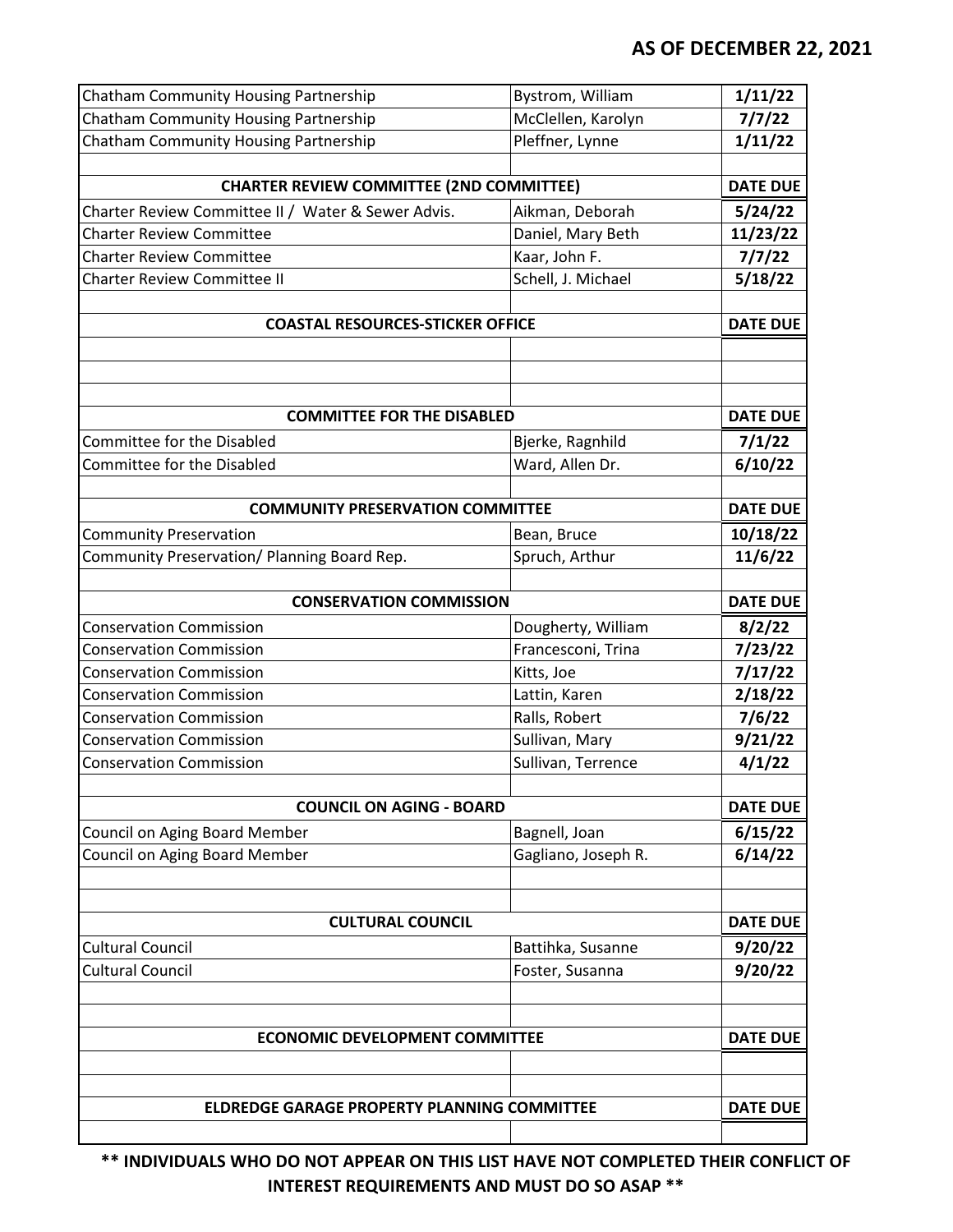## AS OF DECEMBER 22, 2021

| | | |
|---|---|---|
| Chatham Community Housing Partnership | Bystrom, William | **1/11/22** |
| Chatham Community Housing Partnership | McClellen, Karolyn | **7/7/22** |
| Chatham Community Housing Partnership | Pleffner, Lynne | **1/11/22** |
| | | |
| **CHARTER REVIEW COMMITTEE (2ND COMMITTEE)** | | **DATE DUE** |
| Charter Review Committee II / Water & Sewer Advis. | Aikman, Deborah | **5/24/22** |
| Charter Review Committee | Daniel, Mary Beth | **11/23/22** |
| Charter Review Committee | Kaar, John F. | **7/7/22** |
| Charter Review Committee II | Schell, J. Michael | **5/18/22** |
| | | |
| **COASTAL RESOURCES-STICKER OFFICE** | | **DATE DUE** |
| | | |
| | | |
| | | |
| **COMMITTEE FOR THE DISABLED** | | **DATE DUE** |
| Committee for the Disabled | Bjerke, Ragnhild | **7/1/22** |
| Committee for the Disabled | Ward, Allen Dr. | **6/10/22** |
| | | |
| **COMMUNITY PRESERVATION COMMITTEE** | | **DATE DUE** |
| Community Preservation | Bean, Bruce | **10/18/22** |
| Community Preservation/ Planning Board Rep. | Spruch, Arthur | **11/6/22** |
| | | |
| **CONSERVATION COMMISSION** | | **DATE DUE** |
| Conservation Commission | Dougherty, William | **8/2/22** |
| Conservation Commission | Francesconi, Trina | **7/23/22** |
| Conservation Commission | Kitts, Joe | **7/17/22** |
| Conservation Commission | Lattin, Karen | **2/18/22** |
| Conservation Commission | Ralls, Robert | **7/6/22** |
| Conservation Commission | Sullivan, Mary | **9/21/22** |
| Conservation Commission | Sullivan, Terrence | **4/1/22** |
| | | |
| **COUNCIL ON AGING - BOARD** | | **DATE DUE** |
| Council on Aging Board Member | Bagnell, Joan | **6/15/22** |
| Council on Aging Board Member | Gagliano, Joseph R. | **6/14/22** |
| | | |
| | | |
| **CULTURAL COUNCIL** | | **DATE DUE** |
| Cultural Council | Battihka, Susanne | **9/20/22** |
| Cultural Council | Foster, Susanna | **9/20/22** |
| | | |
| | | |
| **ECONOMIC DEVELOPMENT COMMITTEE** | | **DATE DUE** |
| | | |
| | | |
| **ELDREDGE GARAGE PROPERTY PLANNING COMMITTEE** | | **DATE DUE** |
| | | |

**** INDIVIDUALS WHO DO NOT APPEAR ON THIS LIST HAVE NOT COMPLETED THEIR CONFLICT OF INTEREST REQUIREMENTS AND MUST DO SO ASAP ****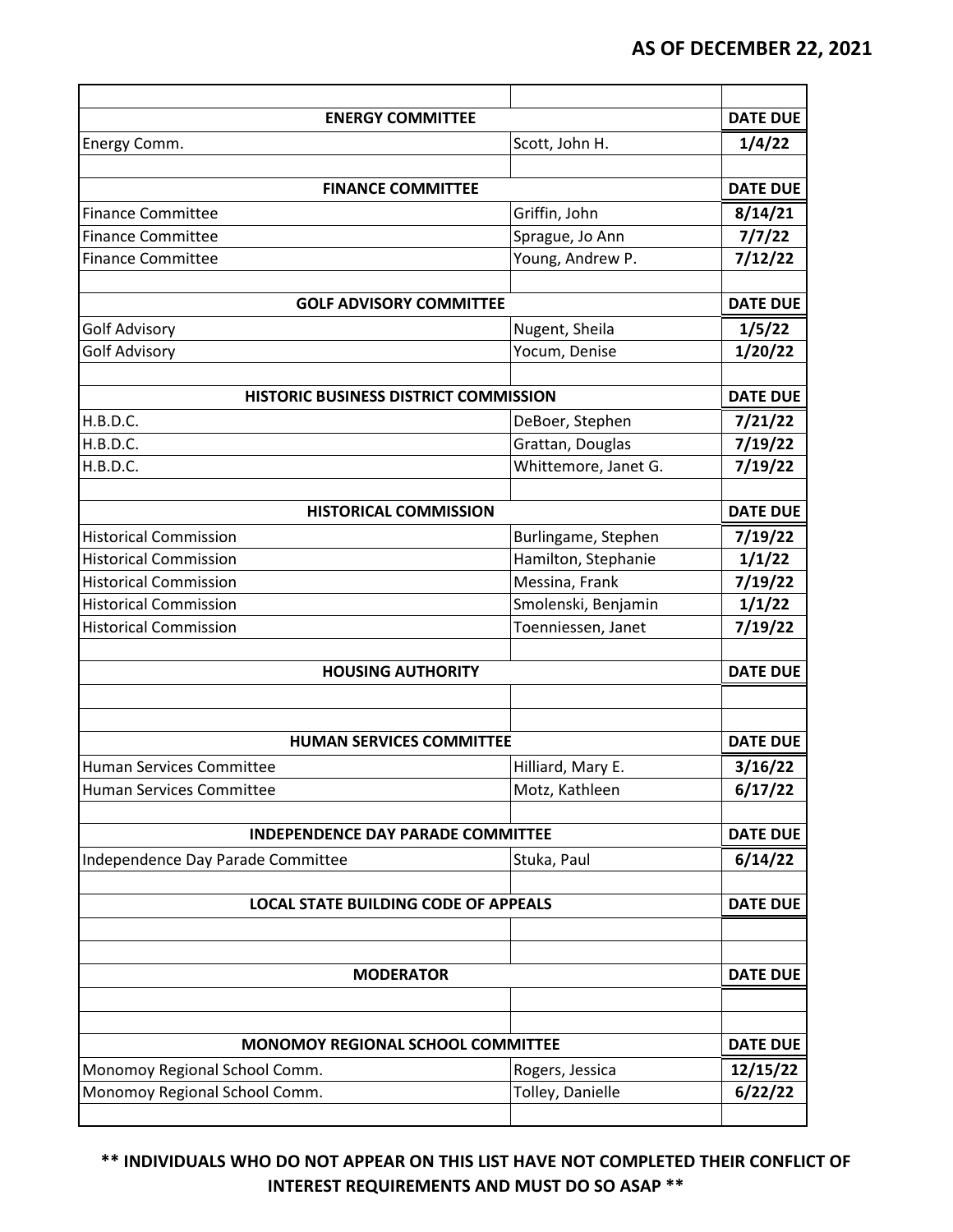**AS OF DECEMBER 22, 2021**

| | | |
|---|---|---|
| **ENERGY COMMITTEE** | | **DATE DUE** |
| Energy Comm. | Scott, John H. | **1/4/22** |
| | | |
| **FINANCE COMMITTEE** | | **DATE DUE** |
| Finance Committee | Griffin, John | **8/14/21** |
| Finance Committee | Sprague, Jo Ann | **7/7/22** |
| Finance Committee | Young, Andrew P. | **7/12/22** |
| | | |
| **GOLF ADVISORY COMMITTEE** | | **DATE DUE** |
| Golf Advisory | Nugent, Sheila | **1/5/22** |
| Golf Advisory | Yocum, Denise | **1/20/22** |
| | | |
| **HISTORIC BUSINESS DISTRICT COMMISSION** | | **DATE DUE** |
| H.B.D.C. | DeBoer, Stephen | **7/21/22** |
| H.B.D.C. | Grattan, Douglas | **7/19/22** |
| H.B.D.C. | Whittemore, Janet G. | **7/19/22** |
| | | |
| **HISTORICAL COMMISSION** | | **DATE DUE** |
| Historical Commission | Burlingame, Stephen | **7/19/22** |
| Historical Commission | Hamilton, Stephanie | **1/1/22** |
| Historical Commission | Messina, Frank | **7/19/22** |
| Historical Commission | Smolenski, Benjamin | **1/1/22** |
| Historical Commission | Toenniessen, Janet | **7/19/22** |
| | | |
| **HOUSING AUTHORITY** | | **DATE DUE** |
| | | |
| | | |
| **HUMAN SERVICES COMMITTEE** | | **DATE DUE** |
| Human Services Committee | Hilliard, Mary E. | **3/16/22** |
| Human Services Committee | Motz, Kathleen | **6/17/22** |
| | | |
| **INDEPENDENCE DAY PARADE COMMITTEE** | | **DATE DUE** |
| Independence Day Parade Committee | Stuka, Paul | **6/14/22** |
| | | |
| **LOCAL STATE BUILDING CODE OF APPEALS** | | **DATE DUE** |
| | | |
| | | |
| **MODERATOR** | | **DATE DUE** |
| | | |
| | | |
| **MONOMOY REGIONAL SCHOOL COMMITTEE** | | **DATE DUE** |
| Monomoy Regional School Comm. | Rogers, Jessica | **12/15/22** |
| Monomoy Regional School Comm. | Tolley, Danielle | **6/22/22** |
| | | |

**** INDIVIDUALS WHO DO NOT APPEAR ON THIS LIST HAVE NOT COMPLETED THEIR CONFLICT OF INTEREST REQUIREMENTS AND MUST DO SO ASAP ****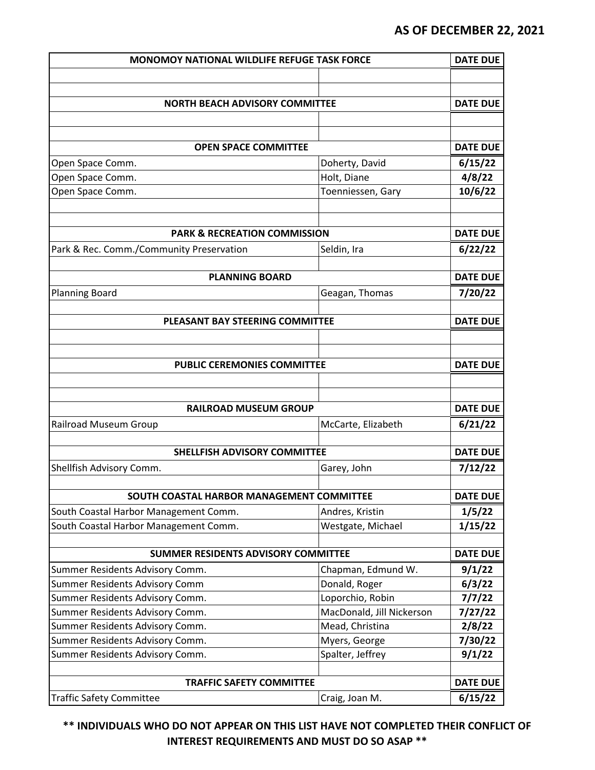**AS OF DECEMBER 22, 2021**

| MONOMOY NATIONAL WILDLIFE REFUGE TASK FORCE | | DATE DUE |
|---|---|---|
| | | |
| | | |
| **NORTH BEACH ADVISORY COMMITTEE** | | **DATE DUE** |
| | | |
| | | |
| **OPEN SPACE COMMITTEE** | | **DATE DUE** |
| Open Space Comm. | Doherty, David | **6/15/22** |
| Open Space Comm. | Holt, Diane | **4/8/22** |
| Open Space Comm. | Toenniessen, Gary | **10/6/22** |
| | | |
| | | |
| **PARK & RECREATION COMMISSION** | | **DATE DUE** |
| Park & Rec. Comm./Community Preservation | Seldin, Ira | **6/22/22** |
| | | |
| **PLANNING BOARD** | | **DATE DUE** |
| Planning Board | Geagan, Thomas | **7/20/22** |
| | | |
| **PLEASANT BAY STEERING COMMITTEE** | | **DATE DUE** |
| | | |
| | | |
| **PUBLIC CEREMONIES COMMITTEE** | | **DATE DUE** |
| | | |
| | | |
| **RAILROAD MUSEUM GROUP** | | **DATE DUE** |
| Railroad Museum Group | McCarte, Elizabeth | **6/21/22** |
| | | |
| **SHELLFISH ADVISORY COMMITTEE** | | **DATE DUE** |
| Shellfish Advisory Comm. | Garey, John | **7/12/22** |
| | | |
| **SOUTH COASTAL HARBOR MANAGEMENT COMMITTEE** | | **DATE DUE** |
| South Coastal Harbor Management Comm. | Andres, Kristin | **1/5/22** |
| South Coastal Harbor Management Comm. | Westgate, Michael | **1/15/22** |
| | | |
| **SUMMER RESIDENTS ADVISORY COMMITTEE** | | **DATE DUE** |
| Summer Residents Advisory Comm. | Chapman, Edmund W. | **9/1/22** |
| Summer Residents Advisory Comm | Donald, Roger | **6/3/22** |
| Summer Residents Advisory Comm. | Loporchio, Robin | **7/7/22** |
| Summer Residents Advisory Comm. | MacDonald, Jill Nickerson | **7/27/22** |
| Summer Residents Advisory Comm. | Mead, Christina | **2/8/22** |
| Summer Residents Advisory Comm. | Myers, George | **7/30/22** |
| Summer Residents Advisory Comm. | Spalter, Jeffrey | **9/1/22** |
| | | |
| **TRAFFIC SAFETY COMMITTEE** | | **DATE DUE** |
| Traffic Safety Committee | Craig, Joan M. | **6/15/22** |

**** INDIVIDUALS WHO DO NOT APPEAR ON THIS LIST HAVE NOT COMPLETED THEIR CONFLICT OF INTEREST REQUIREMENTS AND MUST DO SO ASAP ****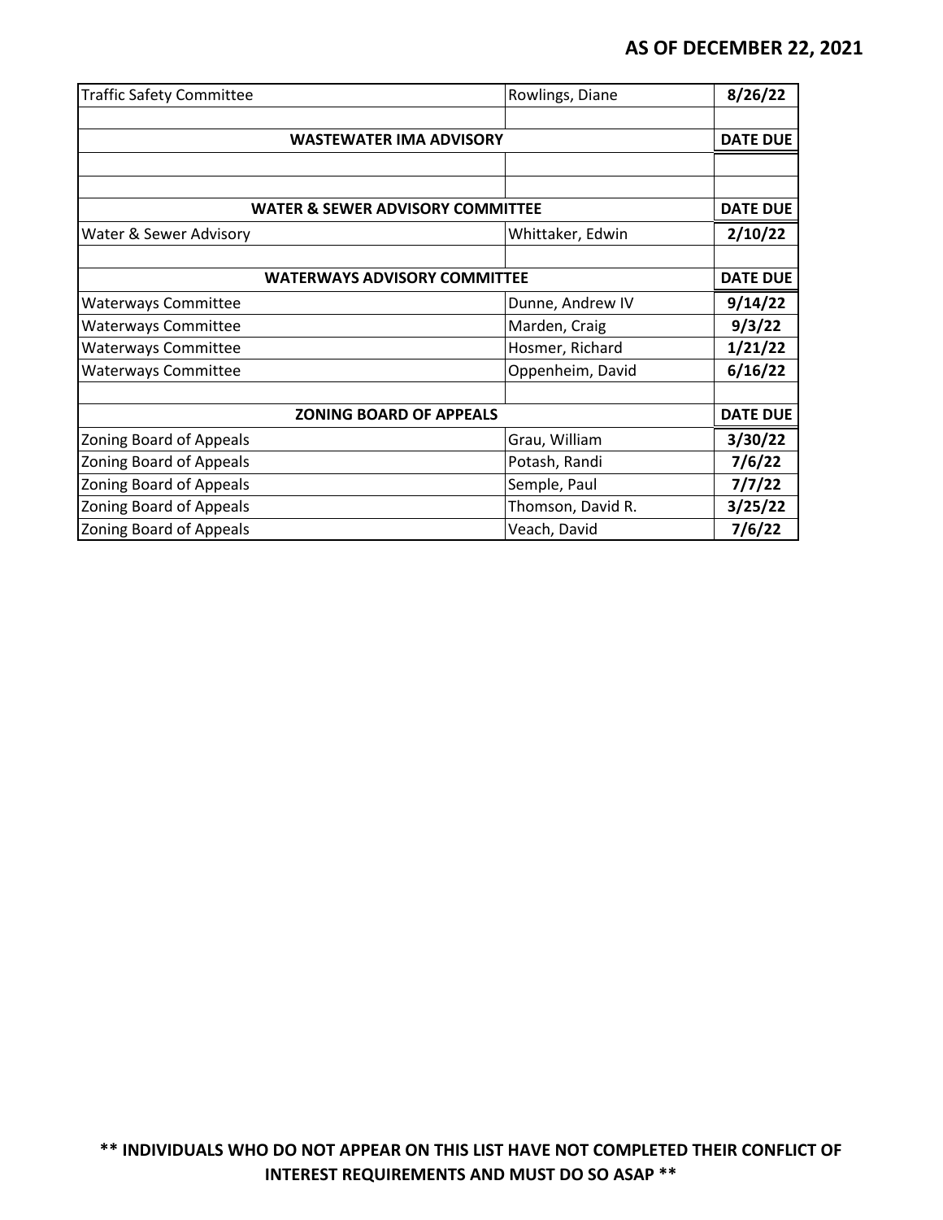**AS OF DECEMBER 22, 2021**

| | | |
|---|---|---|
| Traffic Safety Committee | Rowlings, Diane | **8/26/22** |
| | | |
| **WASTEWATER IMA ADVISORY** | | **DATE DUE** |
| | | |
| | | |
| **WATER & SEWER ADVISORY COMMITTEE** | | **DATE DUE** |
| Water & Sewer Advisory | Whittaker, Edwin | **2/10/22** |
| | | |
| **WATERWAYS ADVISORY COMMITTEE** | | **DATE DUE** |
| Waterways Committee | Dunne, Andrew IV | **9/14/22** |
| Waterways Committee | Marden, Craig | **9/3/22** |
| Waterways Committee | Hosmer, Richard | **1/21/22** |
| Waterways Committee | Oppenheim, David | **6/16/22** |
| | | |
| **ZONING BOARD OF APPEALS** | | **DATE DUE** |
| Zoning Board of Appeals | Grau, William | **3/30/22** |
| Zoning Board of Appeals | Potash, Randi | **7/6/22** |
| Zoning Board of Appeals | Semple, Paul | **7/7/22** |
| Zoning Board of Appeals | Thomson, David R. | **3/25/22** |
| Zoning Board of Appeals | Veach, David | **7/6/22** |

**** INDIVIDUALS WHO DO NOT APPEAR ON THIS LIST HAVE NOT COMPLETED THEIR CONFLICT OF INTEREST REQUIREMENTS AND MUST DO SO ASAP ****